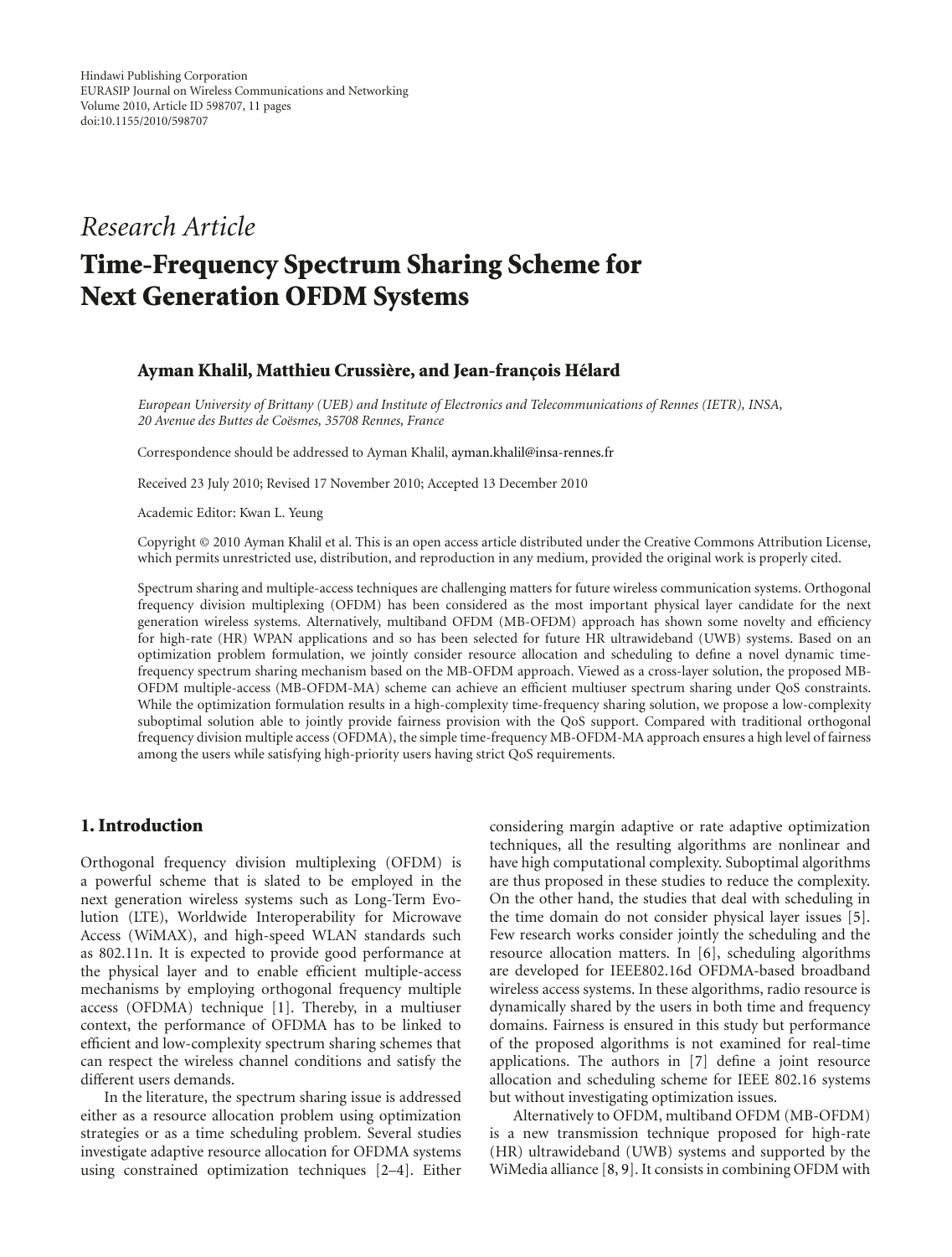Hindawi Publishing Corporation
EURASIP Journal on Wireless Communications and Networking
Volume 2010, Article ID 598707, 11 pages
doi:10.1155/2010/598707

*Research Article*

# Time-Frequency Spectrum Sharing Scheme for Next Generation OFDM Systems

**Ayman Khalil, Matthieu Crussière, and Jean-françois Hélard**

*European University of Brittany (UEB) and Institute of Electronics and Telecommunications of Rennes (IETR), INSA, 20 Avenue des Buttes de Coësmes, 35708 Rennes, France*

Correspondence should be addressed to Ayman Khalil, ayman.khalil@insa-rennes.fr

Received 23 July 2010; Revised 17 November 2010; Accepted 13 December 2010

Academic Editor: Kwan L. Yeung

Copyright © 2010 Ayman Khalil et al. This is an open access article distributed under the Creative Commons Attribution License, which permits unrestricted use, distribution, and reproduction in any medium, provided the original work is properly cited.

Spectrum sharing and multiple-access techniques are challenging matters for future wireless communication systems. Orthogonal frequency division multiplexing (OFDM) has been considered as the most important physical layer candidate for the next generation wireless systems. Alternatively, multiband OFDM (MB-OFDM) approach has shown some novelty and efficiency for high-rate (HR) WPAN applications and so has been selected for future HR ultrawideband (UWB) systems. Based on an optimization problem formulation, we jointly consider resource allocation and scheduling to define a novel dynamic time-frequency spectrum sharing mechanism based on the MB-OFDM approach. Viewed as a cross-layer solution, the proposed MB-OFDM multiple-access (MB-OFDM-MA) scheme can achieve an efficient multiuser spectrum sharing under QoS constraints. While the optimization formulation results in a high-complexity time-frequency sharing solution, we propose a low-complexity suboptimal solution able to jointly provide fairness provision with the QoS support. Compared with traditional orthogonal frequency division multiple access (OFDMA), the simple time-frequency MB-OFDM-MA approach ensures a high level of fairness among the users while satisfying high-priority users having strict QoS requirements.

## 1. Introduction

Orthogonal frequency division multiplexing (OFDM) is a powerful scheme that is slated to be employed in the next generation wireless systems such as Long-Term Evolution (LTE), Worldwide Interoperability for Microwave Access (WiMAX), and high-speed WLAN standards such as 802.11n. It is expected to provide good performance at the physical layer and to enable efficient multiple-access mechanisms by employing orthogonal frequency multiple access (OFDMA) technique [1]. Thereby, in a multiuser context, the performance of OFDMA has to be linked to efficient and low-complexity spectrum sharing schemes that can respect the wireless channel conditions and satisfy the different users demands.

In the literature, the spectrum sharing issue is addressed either as a resource allocation problem using optimization strategies or as a time scheduling problem. Several studies investigate adaptive resource allocation for OFDMA systems using constrained optimization techniques [2–4]. Either considering margin adaptive or rate adaptive optimization techniques, all the resulting algorithms are nonlinear and have high computational complexity. Suboptimal algorithms are thus proposed in these studies to reduce the complexity. On the other hand, the studies that deal with scheduling in the time domain do not consider physical layer issues [5]. Few research works consider jointly the scheduling and the resource allocation matters. In [6], scheduling algorithms are developed for IEEE802.16d OFDMA-based broadband wireless access systems. In these algorithms, radio resource is dynamically shared by the users in both time and frequency domains. Fairness is ensured in this study but performance of the proposed algorithms is not examined for real-time applications. The authors in [7] define a joint resource allocation and scheduling scheme for IEEE 802.16 systems but without investigating optimization issues.

Alternatively to OFDM, multiband OFDM (MB-OFDM) is a new transmission technique proposed for high-rate (HR) ultrawideband (UWB) systems and supported by the WiMedia alliance [8, 9]. It consists in combining OFDM with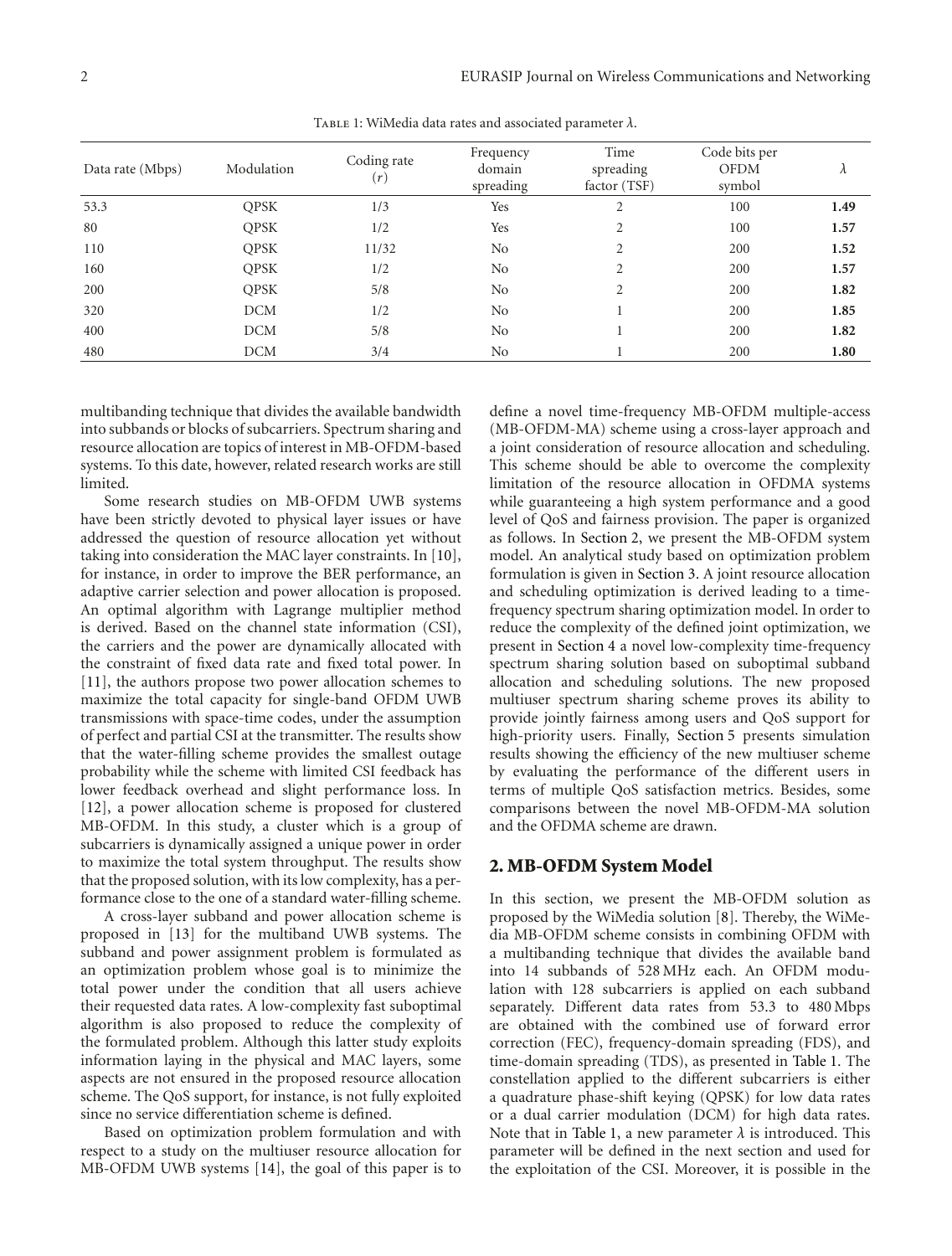Table 1: WiMedia data rates and associated parameter $\lambda$.

| Data rate (Mbps) | Modulation | Coding rate $(r)$ | Frequency domain spreading | Time spreading factor (TSF) | Code bits per OFDM symbol | $\lambda$ |
|---|---|---|---|---|---|---|
| 53.3 | QPSK | 1/3 | Yes | 2 | 100 | **1.49** |
| 80 | QPSK | 1/2 | Yes | 2 | 100 | **1.57** |
| 110 | QPSK | 11/32 | No | 2 | 200 | **1.52** |
| 160 | QPSK | 1/2 | No | 2 | 200 | **1.57** |
| 200 | QPSK | 5/8 | No | 2 | 200 | **1.82** |
| 320 | DCM | 1/2 | No | 1 | 200 | **1.85** |
| 400 | DCM | 5/8 | No | 1 | 200 | **1.82** |
| 480 | DCM | 3/4 | No | 1 | 200 | **1.80** |

multibanding technique that divides the available bandwidth into subbands or blocks of subcarriers. Spectrum sharing and resource allocation are topics of interest in MB-OFDM-based systems. To this date, however, related research works are still limited.

Some research studies on MB-OFDM UWB systems have been strictly devoted to physical layer issues or have addressed the question of resource allocation yet without taking into consideration the MAC layer constraints. In [10], for instance, in order to improve the BER performance, an adaptive carrier selection and power allocation is proposed. An optimal algorithm with Lagrange multiplier method is derived. Based on the channel state information (CSI), the carriers and the power are dynamically allocated with the constraint of fixed data rate and fixed total power. In [11], the authors propose two power allocation schemes to maximize the total capacity for single-band OFDM UWB transmissions with space-time codes, under the assumption of perfect and partial CSI at the transmitter. The results show that the water-filling scheme provides the smallest outage probability while the scheme with limited CSI feedback has lower feedback overhead and slight performance loss. In [12], a power allocation scheme is proposed for clustered MB-OFDM. In this study, a cluster which is a group of subcarriers is dynamically assigned a unique power in order to maximize the total system throughput. The results show that the proposed solution, with its low complexity, has a performance close to the one of a standard water-filling scheme.

A cross-layer subband and power allocation scheme is proposed in [13] for the multiband UWB systems. The subband and power assignment problem is formulated as an optimization problem whose goal is to minimize the total power under the condition that all users achieve their requested data rates. A low-complexity fast suboptimal algorithm is also proposed to reduce the complexity of the formulated problem. Although this latter study exploits information laying in the physical and MAC layers, some aspects are not ensured in the proposed resource allocation scheme. The QoS support, for instance, is not fully exploited since no service differentiation scheme is defined.

Based on optimization problem formulation and with respect to a study on the multiuser resource allocation for MB-OFDM UWB systems [14], the goal of this paper is to define a novel time-frequency MB-OFDM multiple-access (MB-OFDM-MA) scheme using a cross-layer approach and a joint consideration of resource allocation and scheduling. This scheme should be able to overcome the complexity limitation of the resource allocation in OFDMA systems while guaranteeing a high system performance and a good level of QoS and fairness provision. The paper is organized as follows. In Section 2, we present the MB-OFDM system model. An analytical study based on optimization problem formulation is given in Section 3. A joint resource allocation and scheduling optimization is derived leading to a time-frequency spectrum sharing optimization model. In order to reduce the complexity of the defined joint optimization, we present in Section 4 a novel low-complexity time-frequency spectrum sharing solution based on suboptimal subband allocation and scheduling solutions. The new proposed multiuser spectrum sharing scheme proves its ability to provide jointly fairness among users and QoS support for high-priority users. Finally, Section 5 presents simulation results showing the efficiency of the new multiuser scheme by evaluating the performance of the different users in terms of multiple QoS satisfaction metrics. Besides, some comparisons between the novel MB-OFDM-MA solution and the OFDMA scheme are drawn.

## 2. MB-OFDM System Model

In this section, we present the MB-OFDM solution as proposed by the WiMedia solution [8]. Thereby, the WiMedia MB-OFDM scheme consists in combining OFDM with a multibanding technique that divides the available band into 14 subbands of 528 MHz each. An OFDM modulation with 128 subcarriers is applied on each subband separately. Different data rates from 53.3 to 480 Mbps are obtained with the combined use of forward error correction (FEC), frequency-domain spreading (FDS), and time-domain spreading (TDS), as presented in Table 1. The constellation applied to the different subcarriers is either a quadrature phase-shift keying (QPSK) for low data rates or a dual carrier modulation (DCM) for high data rates. Note that in Table 1, a new parameter $\lambda$ is introduced. This parameter will be defined in the next section and used for the exploitation of the CSI. Moreover, it is possible in the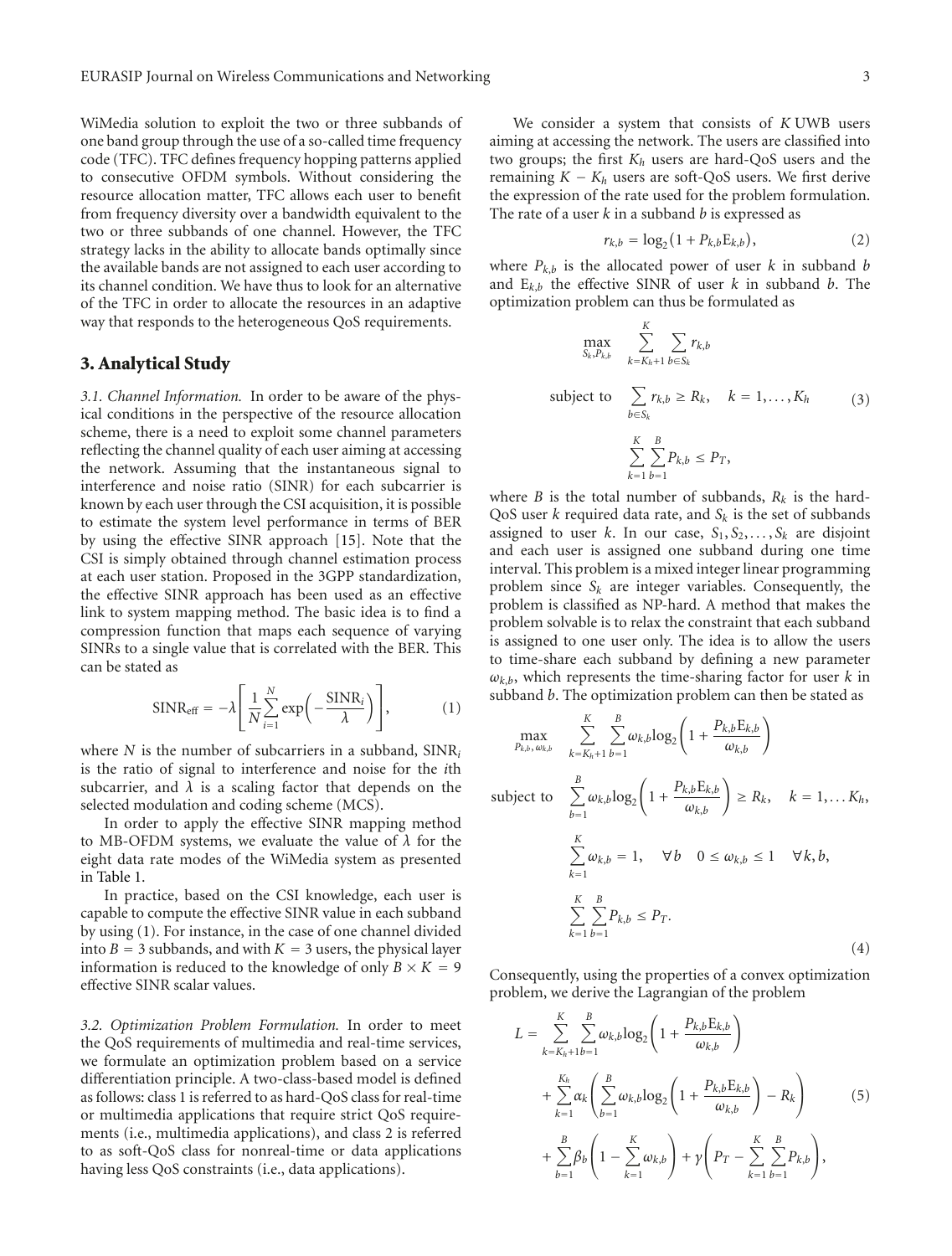WiMedia solution to exploit the two or three subbands of one band group through the use of a so-called time frequency code (TFC). TFC defines frequency hopping patterns applied to consecutive OFDM symbols. Without considering the resource allocation matter, TFC allows each user to benefit from frequency diversity over a bandwidth equivalent to the two or three subbands of one channel. However, the TFC strategy lacks in the ability to allocate bands optimally since the available bands are not assigned to each user according to its channel condition. We have thus to look for an alternative of the TFC in order to allocate the resources in an adaptive way that responds to the heterogeneous QoS requirements.

## 3. Analytical Study

*3.1. Channel Information.* In order to be aware of the physical conditions in the perspective of the resource allocation scheme, there is a need to exploit some channel parameters reflecting the channel quality of each user aiming at accessing the network. Assuming that the instantaneous signal to interference and noise ratio (SINR) for each subcarrier is known by each user through the CSI acquisition, it is possible to estimate the system level performance in terms of BER by using the effective SINR approach [15]. Note that the CSI is simply obtained through channel estimation process at each user station. Proposed in the 3GPP standardization, the effective SINR approach has been used as an effective link to system mapping method. The basic idea is to find a compression function that maps each sequence of varying SINRs to a single value that is correlated with the BER. This can be stated as

$$\mathrm{SINR_{eff}} = -\lambda\left[\frac{1}{N}\sum_{i=1}^{N}\exp\left(-\frac{\mathrm{SINR}_i}{\lambda}\right)\right], \tag{1}$$

where $N$ is the number of subcarriers in a subband, $\mathrm{SINR}_i$ is the ratio of signal to interference and noise for the $i$th subcarrier, and $\lambda$ is a scaling factor that depends on the selected modulation and coding scheme (MCS).

In order to apply the effective SINR mapping method to MB-OFDM systems, we evaluate the value of $\lambda$ for the eight data rate modes of the WiMedia system as presented in Table 1.

In practice, based on the CSI knowledge, each user is capable to compute the effective SINR value in each subband by using (1). For instance, in the case of one channel divided into $B = 3$ subbands, and with $K = 3$ users, the physical layer information is reduced to the knowledge of only $B \times K = 9$ effective SINR scalar values.

*3.2. Optimization Problem Formulation.* In order to meet the QoS requirements of multimedia and real-time services, we formulate an optimization problem based on a service differentiation principle. A two-class-based model is defined as follows: class 1 is referred to as hard-QoS class for real-time or multimedia applications that require strict QoS requirements (i.e., multimedia applications), and class 2 is referred to as soft-QoS class for nonreal-time or data applications having less QoS constraints (i.e., data applications).

We consider a system that consists of $K$ UWB users aiming at accessing the network. The users are classified into two groups; the first $K_h$ users are hard-QoS users and the remaining $K - K_h$ users are soft-QoS users. We first derive the expression of the rate used for the problem formulation. The rate of a user $k$ in a subband $b$ is expressed as

$$r_{k,b} = \log_2\left(1 + P_{k,b}\mathrm{E}_{k,b}\right), \tag{2}$$

where $P_{k,b}$ is the allocated power of user $k$ in subband $b$ and $\mathrm{E}_{k,b}$ the effective SINR of user $k$ in subband $b$. The optimization problem can thus be formulated as

$$\begin{aligned}
\max_{S_k, P_{k,b}} \quad & \sum_{k=K_h+1}^{K}\sum_{b\in S_k} r_{k,b} \\
\text{subject to} \quad & \sum_{b\in S_k} r_{k,b} \geq R_k, \quad k = 1,\ldots,K_h \\
& \sum_{k=1}^{K}\sum_{b=1}^{B} P_{k,b} \leq P_T,
\end{aligned} \tag{3}$$

where $B$ is the total number of subbands, $R_k$ is the hard-QoS user $k$ required data rate, and $S_k$ is the set of subbands assigned to user $k$. In our case, $S_1, S_2, \ldots, S_k$ are disjoint and each user is assigned one subband during one time interval. This problem is a mixed integer linear programming problem since $S_k$ are integer variables. Consequently, the problem is classified as NP-hard. A method that makes the problem solvable is to relax the constraint that each subband is assigned to one user only. The idea is to allow the users to time-share each subband by defining a new parameter $\omega_{k,b}$, which represents the time-sharing factor for user $k$ in subband $b$. The optimization problem can then be stated as

$$\begin{aligned}
\max_{P_{k,b},\, \omega_{k,b}} \quad & \sum_{k=K_h+1}^{K}\sum_{b=1}^{B}\omega_{k,b}\log_2\left(1 + \frac{P_{k,b}\mathrm{E}_{k,b}}{\omega_{k,b}}\right) \\
\text{subject to} \quad & \sum_{b=1}^{B}\omega_{k,b}\log_2\left(1 + \frac{P_{k,b}\mathrm{E}_{k,b}}{\omega_{k,b}}\right) \geq R_k, \quad k = 1,\ldots K_h, \\
& \sum_{k=1}^{K}\omega_{k,b} = 1, \quad \forall b \quad 0 \leq \omega_{k,b} \leq 1 \quad \forall k, b, \\
& \sum_{k=1}^{K}\sum_{b=1}^{B} P_{k,b} \leq P_T.
\end{aligned} \tag{4}$$

Consequently, using the properties of a convex optimization problem, we derive the Lagrangian of the problem

$$\begin{aligned}
L = & \sum_{k=K_h+1}^{K}\sum_{b=1}^{B}\omega_{k,b}\log_2\left(1 + \frac{P_{k,b}\mathrm{E}_{k,b}}{\omega_{k,b}}\right) \\
& + \sum_{k=1}^{K_h}\alpha_k\left(\sum_{b=1}^{B}\omega_{k,b}\log_2\left(1 + \frac{P_{k,b}\mathrm{E}_{k,b}}{\omega_{k,b}}\right) - R_k\right) \\
& + \sum_{b=1}^{B}\beta_b\left(1 - \sum_{k=1}^{K}\omega_{k,b}\right) + \gamma\left(P_T - \sum_{k=1}^{K}\sum_{b=1}^{B}P_{k,b}\right),
\end{aligned} \tag{5}$$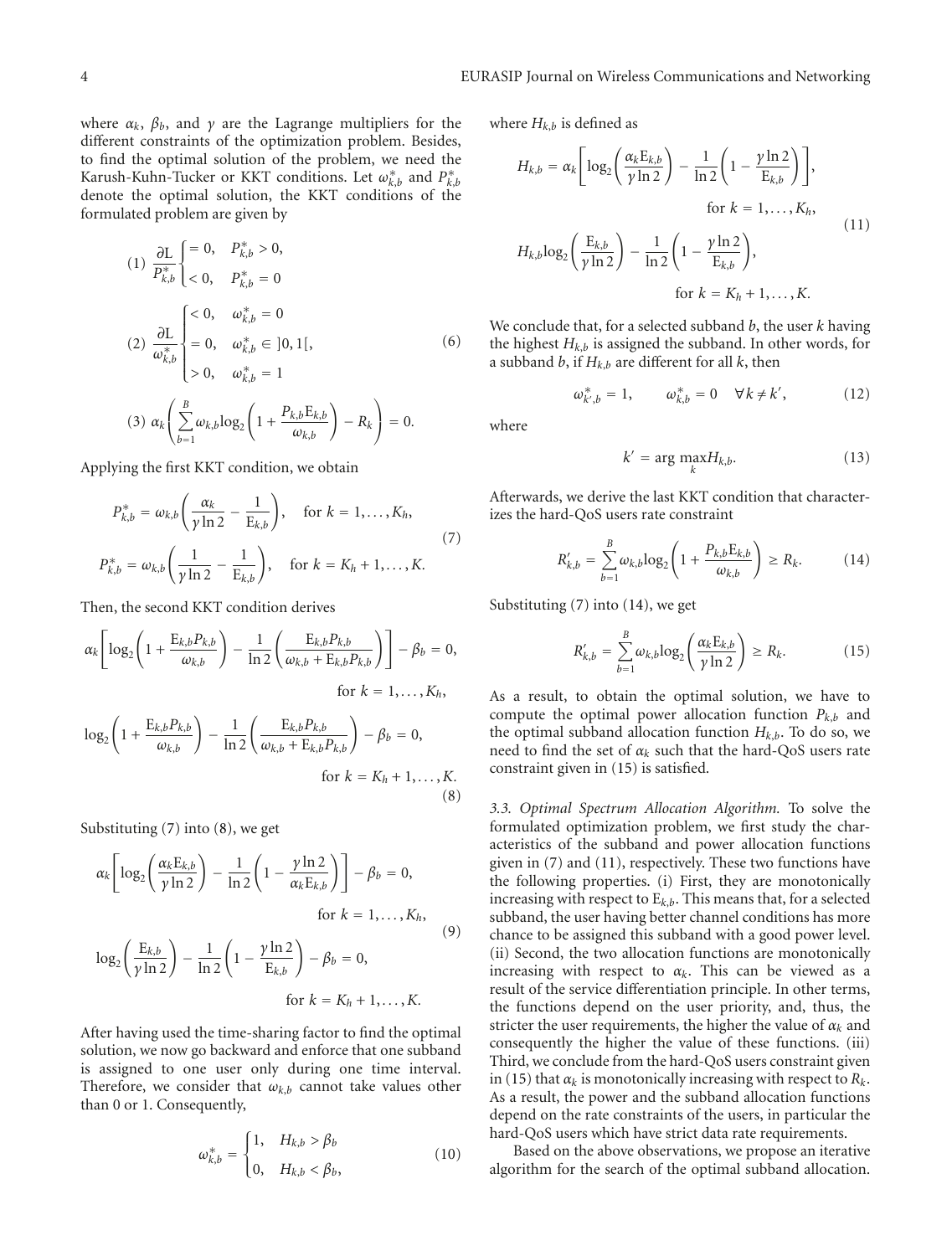where $\alpha_k$, $\beta_b$, and $\gamma$ are the Lagrange multipliers for the different constraints of the optimization problem. Besides, to find the optimal solution of the problem, we need the Karush-Kuhn-Tucker or KKT conditions. Let $\omega^*_{k,b}$ and $P^*_{k,b}$ denote the optimal solution, the KKT conditions of the formulated problem are given by

$$
\begin{aligned}
&(1)\ \frac{\partial \mathrm{L}}{P^*_{k,b}} \begin{cases} = 0, & P^*_{k,b} > 0, \\ < 0, & P^*_{k,b} = 0 \end{cases} \\
&(2)\ \frac{\partial \mathrm{L}}{\omega^*_{k,b}} \begin{cases} < 0, & \omega^*_{k,b} = 0 \\ = 0, & \omega^*_{k,b} \in ]0,1[, \\ > 0, & \omega^*_{k,b} = 1 \end{cases} \\
&(3)\ \alpha_k \left( \sum_{b=1}^{B} \omega_{k,b} \log_2 \left( 1 + \frac{P_{k,b} \mathrm{E}_{k,b}}{\omega_{k,b}} \right) - R_k \right) = 0.
\end{aligned}
\tag{6}
$$

Applying the first KKT condition, we obtain

$$
\begin{aligned}
P^*_{k,b} &= \omega_{k,b} \left( \frac{\alpha_k}{\gamma \ln 2} - \frac{1}{\mathrm{E}_{k,b}} \right), \quad \text{for } k = 1, \ldots, K_h, \\
P^*_{k,b} &= \omega_{k,b} \left( \frac{1}{\gamma \ln 2} - \frac{1}{\mathrm{E}_{k,b}} \right), \quad \text{for } k = K_h + 1, \ldots, K.
\end{aligned}
\tag{7}
$$

Then, the second KKT condition derives

$$
\begin{aligned}
&\alpha_k \left[ \log_2 \left( 1 + \frac{\mathrm{E}_{k,b} P_{k,b}}{\omega_{k,b}} \right) - \frac{1}{\ln 2} \left( \frac{\mathrm{E}_{k,b} P_{k,b}}{\omega_{k,b} + \mathrm{E}_{k,b} P_{k,b}} \right) \right] - \beta_b = 0, \\
&\qquad \text{for } k = 1, \ldots, K_h, \\
&\log_2 \left( 1 + \frac{\mathrm{E}_{k,b} P_{k,b}}{\omega_{k,b}} \right) - \frac{1}{\ln 2} \left( \frac{\mathrm{E}_{k,b} P_{k,b}}{\omega_{k,b} + \mathrm{E}_{k,b} P_{k,b}} \right) - \beta_b = 0, \\
&\qquad \text{for } k = K_h + 1, \ldots, K.
\end{aligned}
\tag{8}
$$

Substituting (7) into (8), we get

$$
\begin{aligned}
&\alpha_k \left[ \log_2 \left( \frac{\alpha_k \mathrm{E}_{k,b}}{\gamma \ln 2} \right) - \frac{1}{\ln 2} \left( 1 - \frac{\gamma \ln 2}{\alpha_k \mathrm{E}_{k,b}} \right) \right] - \beta_b = 0, \\
&\qquad \text{for } k = 1, \ldots, K_h, \\
&\log_2 \left( \frac{\mathrm{E}_{k,b}}{\gamma \ln 2} \right) - \frac{1}{\ln 2} \left( 1 - \frac{\gamma \ln 2}{\mathrm{E}_{k,b}} \right) - \beta_b = 0, \\
&\qquad \text{for } k = K_h + 1, \ldots, K.
\end{aligned}
\tag{9}
$$

After having used the time-sharing factor to find the optimal solution, we now go backward and enforce that one subband is assigned to one user only during one time interval. Therefore, we consider that $\omega_{k,b}$ cannot take values other than 0 or 1. Consequently,

$$
\omega^*_{k,b} = \begin{cases} 1, & H_{k,b} > \beta_b \\ 0, & H_{k,b} < \beta_b, \end{cases}
\tag{10}
$$

where $H_{k,b}$ is defined as

$$
\begin{aligned}
H_{k,b} &= \alpha_k \left[ \log_2 \left( \frac{\alpha_k \mathrm{E}_{k,b}}{\gamma \ln 2} \right) - \frac{1}{\ln 2} \left( 1 - \frac{\gamma \ln 2}{\mathrm{E}_{k,b}} \right) \right], \\
&\qquad \text{for } k = 1, \ldots, K_h, \\
H_{k,b} &\log_2 \left( \frac{\mathrm{E}_{k,b}}{\gamma \ln 2} \right) - \frac{1}{\ln 2} \left( 1 - \frac{\gamma \ln 2}{\mathrm{E}_{k,b}} \right), \\
&\qquad \text{for } k = K_h + 1, \ldots, K.
\end{aligned}
\tag{11}
$$

We conclude that, for a selected subband $b$, the user $k$ having the highest $H_{k,b}$ is assigned the subband. In other words, for a subband $b$, if $H_{k,b}$ are different for all $k$, then

$$
\omega^*_{k',b} = 1, \qquad \omega^*_{k,b} = 0 \quad \forall k \neq k',
\tag{12}
$$

where

$$
k' = \arg \max_k H_{k,b}.
\tag{13}
$$

Afterwards, we derive the last KKT condition that characterizes the hard-QoS users rate constraint

$$
R'_{k,b} = \sum_{b=1}^{B} \omega_{k,b} \log_2 \left( 1 + \frac{P_{k,b} \mathrm{E}_{k,b}}{\omega_{k,b}} \right) \geq R_k.
\tag{14}
$$

Substituting (7) into (14), we get

$$
R'_{k,b} = \sum_{b=1}^{B} \omega_{k,b} \log_2 \left( \frac{\alpha_k \mathrm{E}_{k,b}}{\gamma \ln 2} \right) \geq R_k.
\tag{15}
$$

As a result, to obtain the optimal solution, we have to compute the optimal power allocation function $P_{k,b}$ and the optimal subband allocation function $H_{k,b}$. To do so, we need to find the set of $\alpha_k$ such that the hard-QoS users rate constraint given in (15) is satisfied.

*3.3. Optimal Spectrum Allocation Algorithm.* To solve the formulated optimization problem, we first study the characteristics of the subband and power allocation functions given in (7) and (11), respectively. These two functions have the following properties. (i) First, they are monotonically increasing with respect to $\mathrm{E}_{k,b}$. This means that, for a selected subband, the user having better channel conditions has more chance to be assigned this subband with a good power level. (ii) Second, the two allocation functions are monotonically increasing with respect to $\alpha_k$. This can be viewed as a result of the service differentiation principle. In other terms, the functions depend on the user priority, and, thus, the stricter the user requirements, the higher the value of $\alpha_k$ and consequently the higher the value of these functions. (iii) Third, we conclude from the hard-QoS users constraint given in (15) that $\alpha_k$ is monotonically increasing with respect to $R_k$. As a result, the power and the subband allocation functions depend on the rate constraints of the users, in particular the hard-QoS users which have strict data rate requirements.

Based on the above observations, we propose an iterative algorithm for the search of the optimal subband allocation.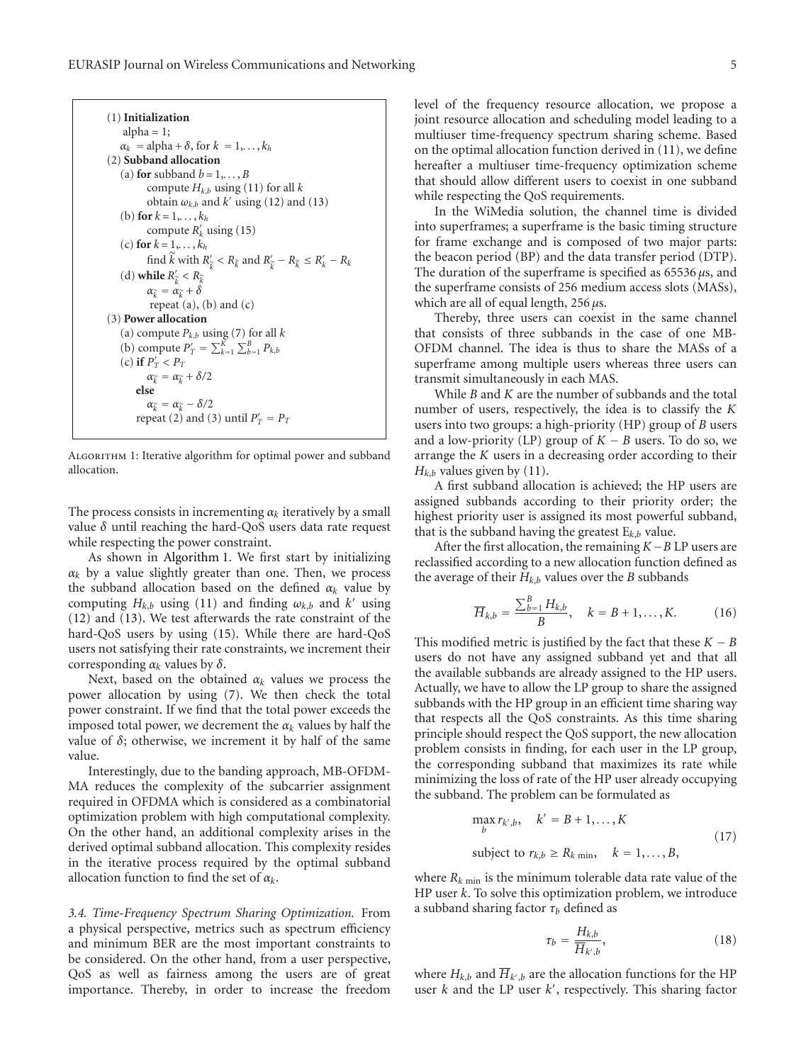```
(1) Initialization
    alpha = 1;
    α_k = alpha + δ, for k = 1,..., k_h
(2) Subband allocation
    (a) for subband b = 1,..., B
            compute H_{k,b} using (11) for all k
            obtain ω_{k,b} and k' using (12) and (13)
    (b) for k = 1,..., k_h
            compute R'_k using (15)
    (c) for k = 1,..., k_h
            find k̃ with R'_k̃ < R_k̃ and R'_k̃ − R_k̃ ≤ R'_k − R_k
    (d) while R'_k̃ < R_k̃
            α_k̃ = α_k̃ + δ
            repeat (a), (b) and (c)
(3) Power allocation
    (a) compute P_{k,b} using (7) for all k
    (b) compute P'_T = Σ_{k=1}^{K} Σ_{b=1}^{B} P_{k,b}
    (c) if P'_T < P_T
            α_k̃ = α_k̃ + δ/2
        else
            α_k̃ = α_k̃ − δ/2
        repeat (2) and (3) until P'_T = P_T
```

Algorithm 1: Iterative algorithm for optimal power and subband allocation.

The process consists in incrementing $\alpha_k$ iteratively by a small value $\delta$ until reaching the hard-QoS users data rate request while respecting the power constraint.

As shown in Algorithm 1. We first start by initializing $\alpha_k$ by a value slightly greater than one. Then, we process the subband allocation based on the defined $\alpha_k$ value by computing $H_{k,b}$ using (11) and finding $\omega_{k,b}$ and $k'$ using (12) and (13). We test afterwards the rate constraint of the hard-QoS users by using (15). While there are hard-QoS users not satisfying their rate constraints, we increment their corresponding $\alpha_k$ values by $\delta$.

Next, based on the obtained $\alpha_k$ values we process the power allocation by using (7). We then check the total power constraint. If we find that the total power exceeds the imposed total power, we decrement the $\alpha_k$ values by half the value of $\delta$; otherwise, we increment it by half of the same value.

Interestingly, due to the banding approach, MB-OFDM-MA reduces the complexity of the subcarrier assignment required in OFDMA which is considered as a combinatorial optimization problem with high computational complexity. On the other hand, an additional complexity arises in the derived optimal subband allocation. This complexity resides in the iterative process required by the optimal subband allocation function to find the set of $\alpha_k$.

*3.4. Time-Frequency Spectrum Sharing Optimization.* From a physical perspective, metrics such as spectrum efficiency and minimum BER are the most important constraints to be considered. On the other hand, from a user perspective, QoS as well as fairness among the users are of great importance. Thereby, in order to increase the freedom level of the frequency resource allocation, we propose a joint resource allocation and scheduling model leading to a multiuser time-frequency spectrum sharing scheme. Based on the optimal allocation function derived in (11), we define hereafter a multiuser time-frequency optimization scheme that should allow different users to coexist in one subband while respecting the QoS requirements.

In the WiMedia solution, the channel time is divided into superframes; a superframe is the basic timing structure for frame exchange and is composed of two major parts: the beacon period (BP) and the data transfer period (DTP). The duration of the superframe is specified as 65536 $\mu$s, and the superframe consists of 256 medium access slots (MASs), which are all of equal length, 256 $\mu$s.

Thereby, three users can coexist in the same channel that consists of three subbands in the case of one MB-OFDM channel. The idea is thus to share the MASs of a superframe among multiple users whereas three users can transmit simultaneously in each MAS.

While $B$ and $K$ are the number of subbands and the total number of users, respectively, the idea is to classify the $K$ users into two groups: a high-priority (HP) group of $B$ users and a low-priority (LP) group of $K - B$ users. To do so, we arrange the $K$ users in a decreasing order according to their $H_{k,b}$ values given by (11).

A first subband allocation is achieved; the HP users are assigned subbands according to their priority order; the highest priority user is assigned its most powerful subband, that is the subband having the greatest $\mathrm{E}_{k,b}$ value.

After the first allocation, the remaining $K - B$ LP users are reclassified according to a new allocation function defined as the average of their $H_{k,b}$ values over the $B$ subbands

$$\overline{H}_{k,b} = \frac{\sum_{b=1}^{B} H_{k,b}}{B}, \quad k = B+1, \ldots, K. \tag{16}$$

This modified metric is justified by the fact that these $K - B$ users do not have any assigned subband yet and that all the available subbands are already assigned to the HP users. Actually, we have to allow the LP group to share the assigned subbands with the HP group in an efficient time sharing way that respects all the QoS constraints. As this time sharing principle should respect the QoS support, the new allocation problem consists in finding, for each user in the LP group, the corresponding subband that maximizes its rate while minimizing the loss of rate of the HP user already occupying the subband. The problem can be formulated as

$$\begin{aligned} &\max_{b} r_{k',b}, \quad k' = B+1, \ldots, K \\ &\text{subject to } r_{k,b} \geq R_{k\,\min}, \quad k = 1, \ldots, B, \end{aligned} \tag{17}$$

where $R_{k\,\min}$ is the minimum tolerable data rate value of the HP user $k$. To solve this optimization problem, we introduce a subband sharing factor $\tau_b$ defined as

$$\tau_b = \frac{H_{k,b}}{\overline{H}_{k',b}}, \tag{18}$$

where $H_{k,b}$ and $\overline{H}_{k',b}$ are the allocation functions for the HP user $k$ and the LP user $k'$, respectively. This sharing factor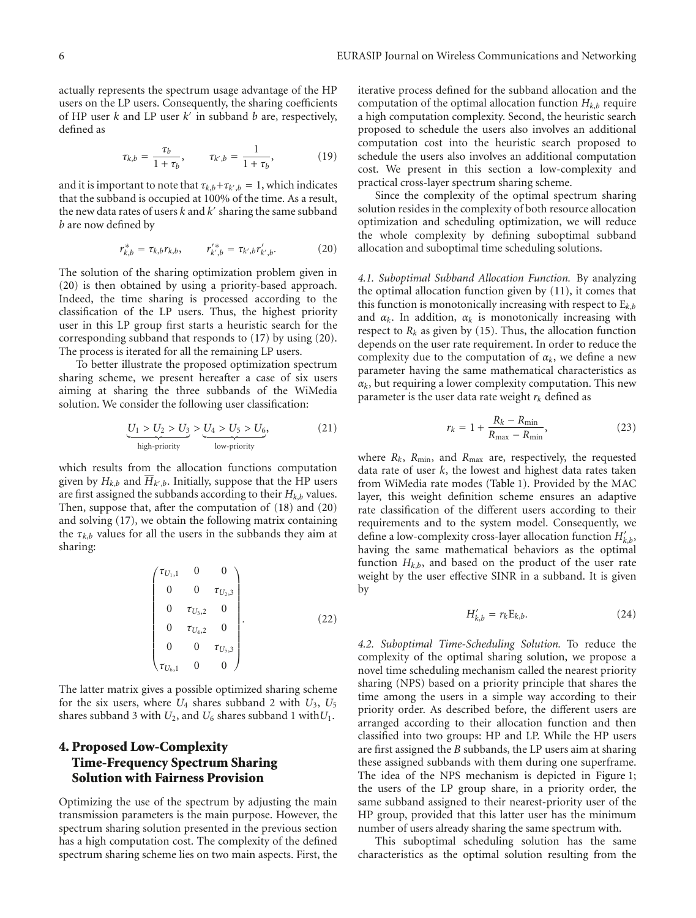actually represents the spectrum usage advantage of the HP users on the LP users. Consequently, the sharing coefficients of HP user $k$ and LP user $k'$ in subband $b$ are, respectively, defined as

$$\tau_{k,b} = \frac{\tau_b}{1+\tau_b}, \qquad \tau_{k',b} = \frac{1}{1+\tau_b}, \tag{19}$$

and it is important to note that $\tau_{k,b}+\tau_{k',b} = 1$, which indicates that the subband is occupied at 100% of the time. As a result, the new data rates of users $k$ and $k'$ sharing the same subband $b$ are now defined by

$$r^{*}_{k,b} = \tau_{k,b} r_{k,b}, \qquad r'^{*}_{k',b} = \tau_{k',b} r'_{k',b}. \tag{20}$$

The solution of the sharing optimization problem given in (20) is then obtained by using a priority-based approach. Indeed, the time sharing is processed according to the classification of the LP users. Thus, the highest priority user in this LP group first starts a heuristic search for the corresponding subband that responds to (17) by using (20). The process is iterated for all the remaining LP users.

To better illustrate the proposed optimization spectrum sharing scheme, we present hereafter a case of six users aiming at sharing the three subbands of the WiMedia solution. We consider the following user classification:

$$\underbrace{U_1 > U_2 > U_3}_{\text{high-priority}} > \underbrace{U_4 > U_5 > U_6}_{\text{low-priority}}, \tag{21}$$

which results from the allocation functions computation given by $H_{k,b}$ and $\overline{H}_{k',b}$. Initially, suppose that the HP users are first assigned the subbands according to their $H_{k,b}$ values. Then, suppose that, after the computation of (18) and (20) and solving (17), we obtain the following matrix containing the $\tau_{k,b}$ values for all the users in the subbands they aim at sharing:

$$\begin{pmatrix} \tau_{U_1,1} & 0 & 0 \\ 0 & 0 & \tau_{U_2,3} \\ 0 & \tau_{U_3,2} & 0 \\ 0 & \tau_{U_4,2} & 0 \\ 0 & 0 & \tau_{U_5,3} \\ \tau_{U_6,1} & 0 & 0 \end{pmatrix}. \tag{22}$$

The latter matrix gives a possible optimized sharing scheme for the six users, where $U_4$ shares subband 2 with $U_3$, $U_5$ shares subband 3 with $U_2$, and $U_6$ shares subband 1 with $U_1$.

## 4. Proposed Low-Complexity Time-Frequency Spectrum Sharing Solution with Fairness Provision

Optimizing the use of the spectrum by adjusting the main transmission parameters is the main purpose. However, the spectrum sharing solution presented in the previous section has a high computation cost. The complexity of the defined spectrum sharing scheme lies on two main aspects. First, the iterative process defined for the subband allocation and the computation of the optimal allocation function $H_{k,b}$ require a high computation complexity. Second, the heuristic search proposed to schedule the users also involves an additional computation cost into the heuristic search proposed to schedule the users also involves an additional computation cost. We present in this section a low-complexity and practical cross-layer spectrum sharing scheme.

Since the complexity of the optimal spectrum sharing solution resides in the complexity of both resource allocation optimization and scheduling optimization, we will reduce the whole complexity by defining suboptimal subband allocation and suboptimal time scheduling solutions.

*4.1. Suboptimal Subband Allocation Function.* By analyzing the optimal allocation function given by (11), it comes that this function is monotonically increasing with respect to $\mathrm{E}_{k,b}$ and $\alpha_k$. In addition, $\alpha_k$ is monotonically increasing with respect to $R_k$ as given by (15). Thus, the allocation function depends on the user rate requirement. In order to reduce the complexity due to the computation of $\alpha_k$, we define a new parameter having the same mathematical characteristics as $\alpha_k$, but requiring a lower complexity computation. This new parameter is the user data rate weight $r_k$ defined as

$$r_k = 1 + \frac{R_k - R_{\min}}{R_{\max} - R_{\min}}, \tag{23}$$

where $R_k$, $R_{\min}$, and $R_{\max}$ are, respectively, the requested data rate of user $k$, the lowest and highest data rates taken from WiMedia rate modes (Table 1). Provided by the MAC layer, this weight definition scheme ensures an adaptive rate classification of the different users according to their requirements and to the system model. Consequently, we define a low-complexity cross-layer allocation function $H'_{k,b}$, having the same mathematical behaviors as the optimal function $H_{k,b}$, and based on the product of the user rate weight by the user effective SINR in a subband. It is given by

$$H'_{k,b} = r_k \mathrm{E}_{k,b}. \tag{24}$$

*4.2. Suboptimal Time-Scheduling Solution.* To reduce the complexity of the optimal sharing solution, we propose a novel time scheduling mechanism called the nearest priority sharing (NPS) based on a priority principle that shares the time among the users in a simple way according to their priority order. As described before, the different users are arranged according to their allocation function and then classified into two groups: HP and LP. While the HP users are first assigned the $B$ subbands, the LP users aim at sharing these assigned subbands with them during one superframe. The idea of the NPS mechanism is depicted in Figure 1; the users of the LP group share, in a priority order, the same subband assigned to their nearest-priority user of the HP group, provided that this latter user has the minimum number of users already sharing the same spectrum with.

This suboptimal scheduling solution has the same characteristics as the optimal solution resulting from the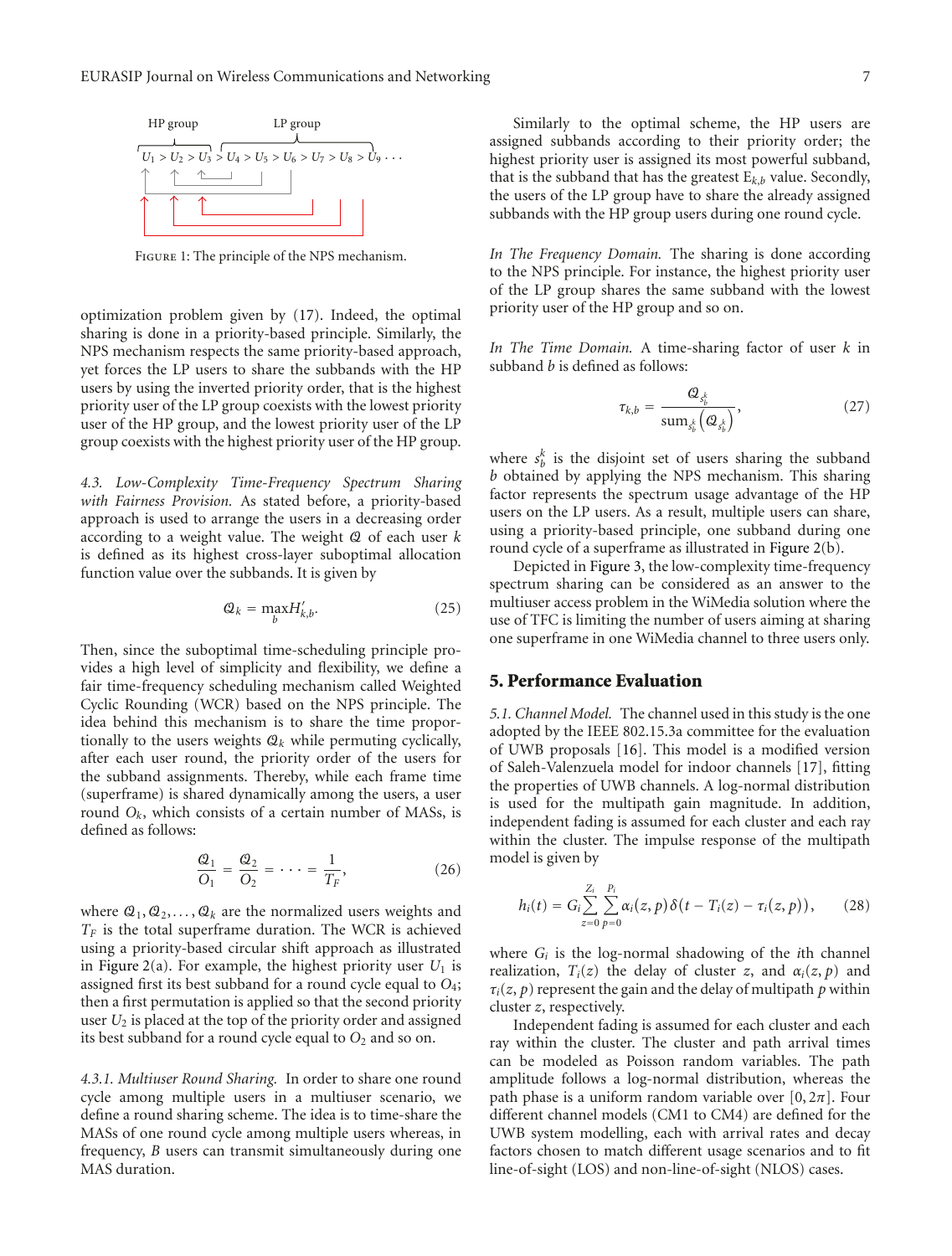HP group LP group

$U_1 > U_2 > U_3 > U_4 > U_5 > U_6 > U_7 > U_8 > U_9 \cdots$

Figure 1: The principle of the NPS mechanism.

optimization problem given by (17). Indeed, the optimal sharing is done in a priority-based principle. Similarly, the NPS mechanism respects the same priority-based approach, yet forces the LP users to share the subbands with the HP users by using the inverted priority order, that is the highest priority user of the LP group coexists with the lowest priority user of the HP group, and the lowest priority user of the LP group coexists with the highest priority user of the HP group.

*4.3. Low-Complexity Time-Frequency Spectrum Sharing with Fairness Provision.* As stated before, a priority-based approach is used to arrange the users in a decreasing order according to a weight value. The weight $\mathcal{Q}$ of each user $k$ is defined as its highest cross-layer suboptimal allocation function value over the subbands. It is given by

$$\mathcal{Q}_k = \max_b H'_{k,b}. \tag{25}$$

Then, since the suboptimal time-scheduling principle provides a high level of simplicity and flexibility, we define a fair time-frequency scheduling mechanism called Weighted Cyclic Rounding (WCR) based on the NPS principle. The idea behind this mechanism is to share the time proportionally to the users weights $\mathcal{Q}_k$ while permuting cyclically, after each user round, the priority order of the users for the subband assignments. Thereby, while each frame time (superframe) is shared dynamically among the users, a user round $O_k$, which consists of a certain number of MASs, is defined as follows:

$$\frac{\mathcal{Q}_1}{O_1} = \frac{\mathcal{Q}_2}{O_2} = \cdots = \frac{1}{T_F}, \tag{26}$$

where $\mathcal{Q}_1, \mathcal{Q}_2, \ldots, \mathcal{Q}_k$ are the normalized users weights and $T_F$ is the total superframe duration. The WCR is achieved using a priority-based circular shift approach as illustrated in Figure 2(a). For example, the highest priority user $U_1$ is assigned first its best subband for a round cycle equal to $O_4$; then a first permutation is applied so that the second priority user $U_2$ is placed at the top of the priority order and assigned its best subband for a round cycle equal to $O_2$ and so on.

*4.3.1. Multiuser Round Sharing.* In order to share one round cycle among multiple users in a multiuser scenario, we define a round sharing scheme. The idea is to time-share the MASs of one round cycle among multiple users whereas, in frequency, $B$ users can transmit simultaneously during one MAS duration.

Similarly to the optimal scheme, the HP users are assigned subbands according to their priority order; the highest priority user is assigned its most powerful subband, that is the subband that has the greatest $E_{k,b}$ value. Secondly, the users of the LP group have to share the already assigned subbands with the HP group users during one round cycle.

*In The Frequency Domain.* The sharing is done according to the NPS principle. For instance, the highest priority user of the LP group shares the same subband with the lowest priority user of the HP group and so on.

*In The Time Domain.* A time-sharing factor of user $k$ in subband $b$ is defined as follows:

$$\tau_{k,b} = \frac{\mathcal{Q}_{s_b^k}}{\text{sum}_{s_b^k}\left(\mathcal{Q}_{s_b^k}\right)}, \tag{27}$$

where $s_b^k$ is the disjoint set of users sharing the subband $b$ obtained by applying the NPS mechanism. This sharing factor represents the spectrum usage advantage of the HP users on the LP users. As a result, multiple users can share, using a priority-based principle, one subband during one round cycle of a superframe as illustrated in Figure 2(b).

Depicted in Figure 3, the low-complexity time-frequency spectrum sharing can be considered as an answer to the multiuser access problem in the WiMedia solution where the use of TFC is limiting the number of users aiming at sharing one superframe in one WiMedia channel to three users only.

## 5. Performance Evaluation

*5.1. Channel Model.* The channel used in this study is the one adopted by the IEEE 802.15.3a committee for the evaluation of UWB proposals [16]. This model is a modified version of Saleh-Valenzuela model for indoor channels [17], fitting the properties of UWB channels. A log-normal distribution is used for the multipath gain magnitude. In addition, independent fading is assumed for each cluster and each ray within the cluster. The impulse response of the multipath model is given by

$$h_i(t) = G_i \sum_{z=0}^{Z_i} \sum_{p=0}^{P_i} \alpha_i(z,p)\,\delta\big(t - T_i(z) - \tau_i(z,p)\big), \tag{28}$$

where $G_i$ is the log-normal shadowing of the $i$th channel realization, $T_i(z)$ the delay of cluster $z$, and $\alpha_i(z,p)$ and $\tau_i(z,p)$ represent the gain and the delay of multipath $p$ within cluster $z$, respectively.

Independent fading is assumed for each cluster and each ray within the cluster. The cluster and path arrival times can be modeled as Poisson random variables. The path amplitude follows a log-normal distribution, whereas the path phase is a uniform random variable over $[0, 2\pi]$. Four different channel models (CM1 to CM4) are defined for the UWB system modelling, each with arrival rates and decay factors chosen to match different usage scenarios and to fit line-of-sight (LOS) and non-line-of-sight (NLOS) cases.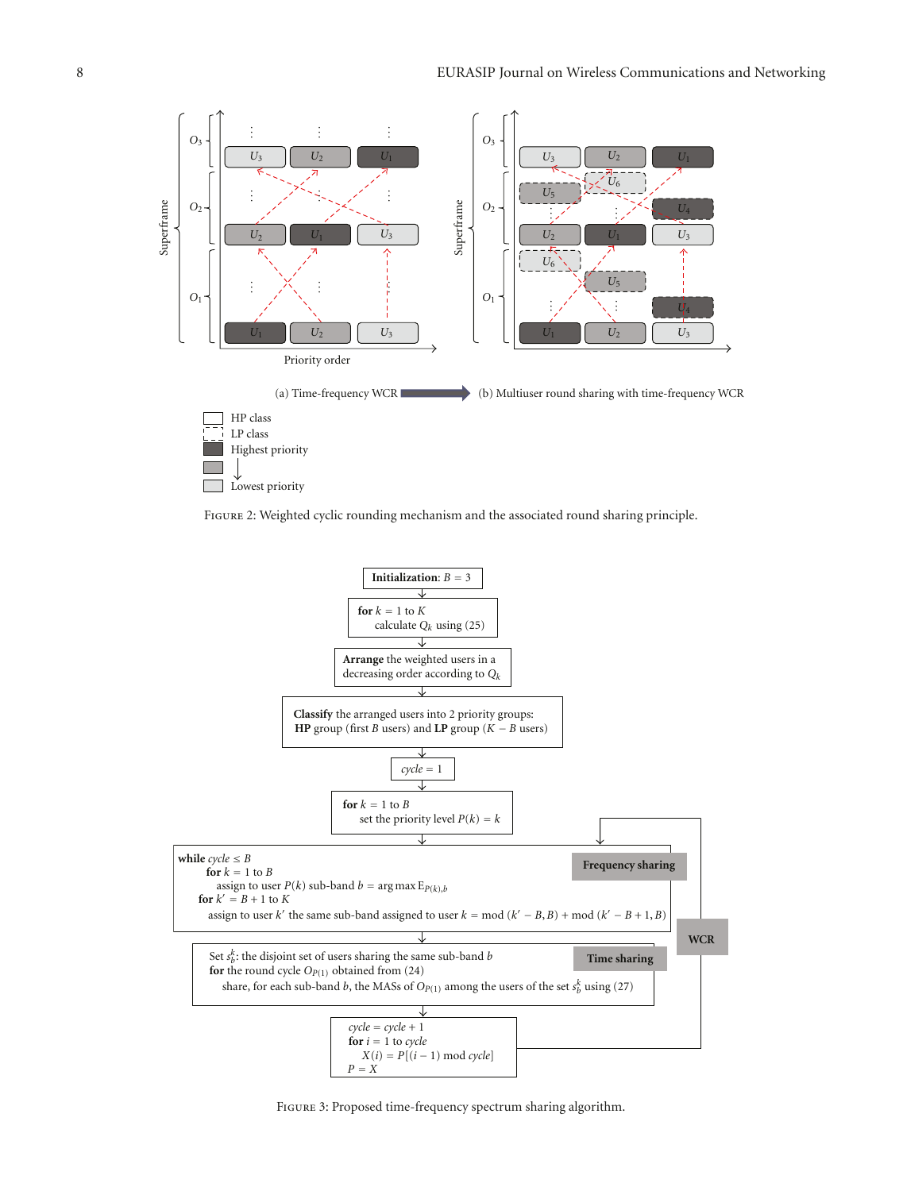Figure 2: Weighted cyclic rounding mechanism and the associated round sharing principle.

(a) Time-frequency WCR → (b) Multiuser round sharing with time-frequency WCR

HP class
LP class
Highest priority
↓
Lowest priority

**Initialization**: $B = 3$

**for** $k = 1$ to $K$
  calculate $Q_k$ using (25)

**Arrange** the weighted users in a decreasing order according to $Q_k$

**Classify** the arranged users into 2 priority groups:
**HP** group (first $B$ users) and **LP** group ($K - B$ users)

$cycle = 1$

**for** $k = 1$ to $B$
  set the priority level $P(k) = k$

**Frequency sharing**

**while** $cycle \leq B$
  **for** $k = 1$ to $B$
    assign to user $P(k)$ sub-band $b = \arg\max \mathrm{E}_{P(k),b}$
  **for** $k' = B + 1$ to $K$
    assign to user $k'$ the same sub-band assigned to user $k = \mathrm{mod}\,(k' - B, B) + \mathrm{mod}\,(k' - B + 1, B)$

**Time sharing**

Set $s_b^k$: the disjoint set of users sharing the same sub-band $b$
**for** the round cycle $O_{P(1)}$ obtained from (24)
  share, for each sub-band $b$, the MASs of $O_{P(1)}$ among the users of the set $s_b^k$ using (27)

**WCR**

$cycle = cycle + 1$
**for** $i = 1$ to $cycle$
  $X(i) = P[(i - 1) \bmod cycle]$
$P = X$

Figure 3: Proposed time-frequency spectrum sharing algorithm.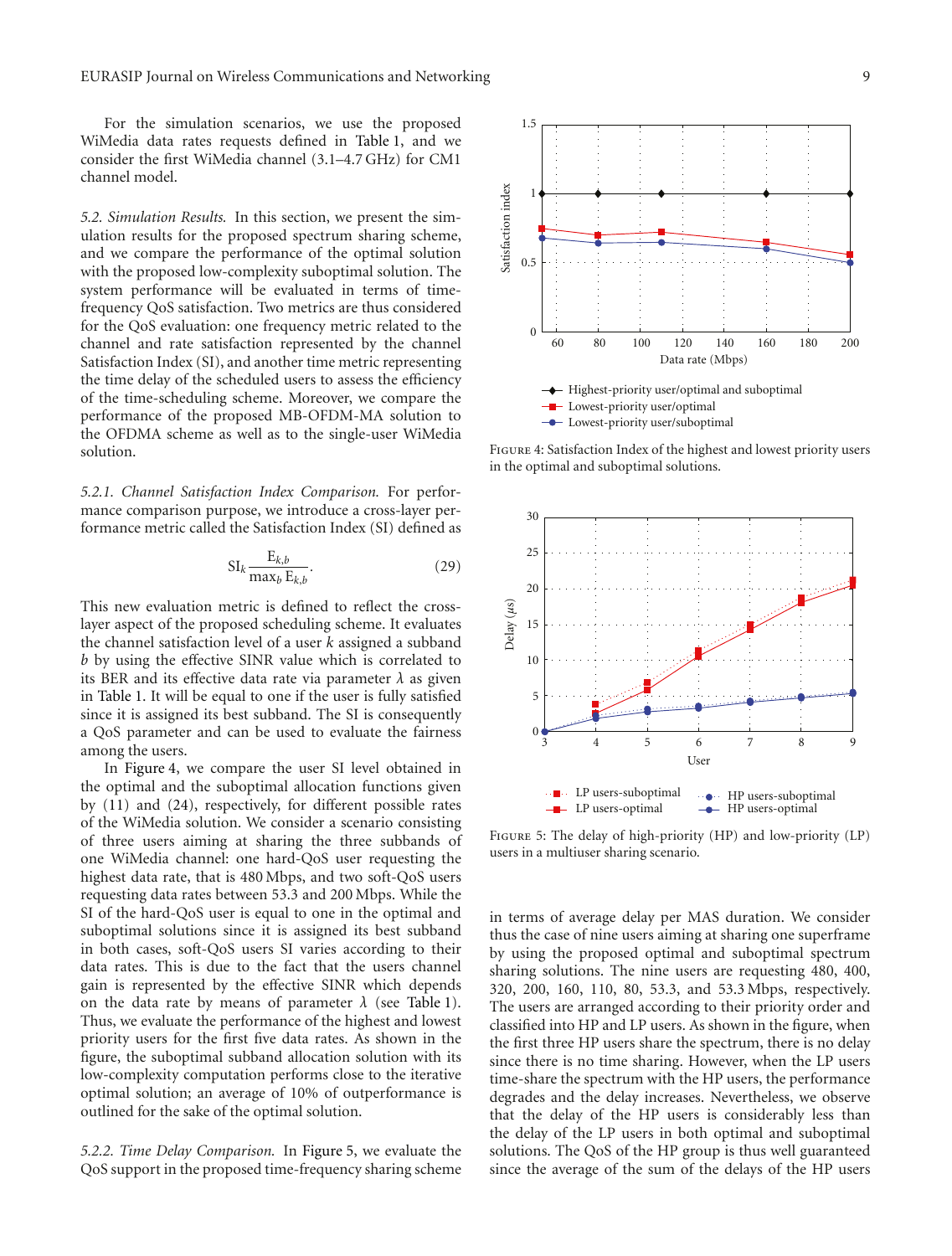For the simulation scenarios, we use the proposed WiMedia data rates requests defined in Table 1, and we consider the first WiMedia channel (3.1–4.7 GHz) for CM1 channel model.

*5.2. Simulation Results.* In this section, we present the simulation results for the proposed spectrum sharing scheme, and we compare the performance of the optimal solution with the proposed low-complexity suboptimal solution. The system performance will be evaluated in terms of time-frequency QoS satisfaction. Two metrics are thus considered for the QoS evaluation: one frequency metric related to the channel and rate satisfaction represented by the channel Satisfaction Index (SI), and another time metric representing the time delay of the scheduled users to assess the efficiency of the time-scheduling scheme. Moreover, we compare the performance of the proposed MB-OFDM-MA solution to the OFDMA scheme as well as to the single-user WiMedia solution.

*5.2.1. Channel Satisfaction Index Comparison.* For performance comparison purpose, we introduce a cross-layer performance metric called the Satisfaction Index (SI) defined as

$$\mathrm{SI}_k \frac{\mathrm{E}_{k,b}}{\max_b \mathrm{E}_{k,b}}. \tag{29}$$

This new evaluation metric is defined to reflect the cross-layer aspect of the proposed scheduling scheme. It evaluates the channel satisfaction level of a user $k$ assigned a subband $b$ by using the effective SINR value which is correlated to its BER and its effective data rate via parameter $\lambda$ as given in Table 1. It will be equal to one if the user is fully satisfied since it is assigned its best subband. The SI is consequently a QoS parameter and can be used to evaluate the fairness among the users.

In Figure 4, we compare the user SI level obtained in the optimal and the suboptimal allocation functions given by (11) and (24), respectively, for different possible rates of the WiMedia solution. We consider a scenario consisting of three users aiming at sharing the three subbands of one WiMedia channel: one hard-QoS user requesting the highest data rate, that is 480 Mbps, and two soft-QoS users requesting data rates between 53.3 and 200 Mbps. While the SI of the hard-QoS user is equal to one in the optimal and suboptimal solutions since it is assigned its best subband in both cases, soft-QoS users SI varies according to their data rates. This is due to the fact that the users channel gain is represented by the effective SINR which depends on the data rate by means of parameter $\lambda$ (see Table 1). Thus, we evaluate the performance of the highest and lowest priority users for the first five data rates. As shown in the figure, the suboptimal subband allocation solution with its low-complexity computation performs close to the iterative optimal solution; an average of 10% of outperformance is outlined for the sake of the optimal solution.

Figure 4: Satisfaction Index of the highest and lowest priority users in the optimal and suboptimal solutions.

*5.2.2. Time Delay Comparison.* In Figure 5, we evaluate the QoS support in the proposed time-frequency sharing scheme in terms of average delay per MAS duration. We consider thus the case of nine users aiming at sharing one superframe by using the proposed optimal and suboptimal spectrum sharing solutions. The nine users are requesting 480, 400, 320, 200, 160, 110, 80, 53.3, and 53.3 Mbps, respectively. The users are arranged according to their priority order and classified into HP and LP users. As shown in the figure, when the first three HP users share the spectrum, there is no delay since there is no time sharing. However, when the LP users time-share the spectrum with the HP users, the performance degrades and the delay increases. Nevertheless, we observe that the delay of the HP users is considerably less than the delay of the LP users in both optimal and suboptimal solutions. The QoS of the HP group is thus well guaranteed since the average of the sum of the delays of the HP users

Figure 5: The delay of high-priority (HP) and low-priority (LP) users in a multiuser sharing scenario.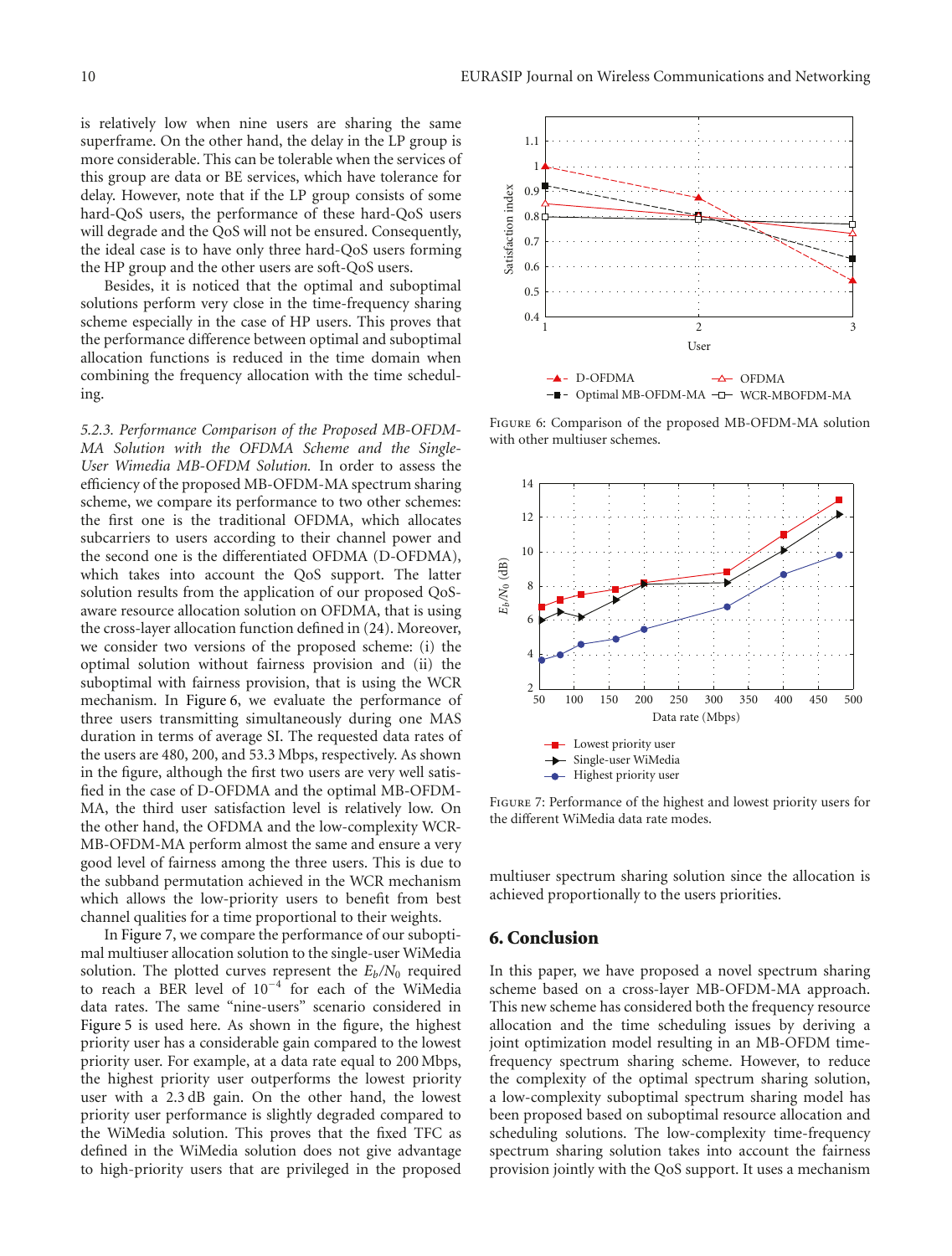is relatively low when nine users are sharing the same superframe. On the other hand, the delay in the LP group is more considerable. This can be tolerable when the services of this group are data or BE services, which have tolerance for delay. However, note that if the LP group consists of some hard-QoS users, the performance of these hard-QoS users will degrade and the QoS will not be ensured. Consequently, the ideal case is to have only three hard-QoS users forming the HP group and the other users are soft-QoS users.

Besides, it is noticed that the optimal and suboptimal solutions perform very close in the time-frequency sharing scheme especially in the case of HP users. This proves that the performance difference between optimal and suboptimal allocation functions is reduced in the time domain when combining the frequency allocation with the time scheduling.

*5.2.3. Performance Comparison of the Proposed MB-OFDM-MA Solution with the OFDMA Scheme and the Single-User Wimedia MB-OFDM Solution.* In order to assess the efficiency of the proposed MB-OFDM-MA spectrum sharing scheme, we compare its performance to two other schemes: the first one is the traditional OFDMA, which allocates subcarriers to users according to their channel power and the second one is the differentiated OFDMA (D-OFDMA), which takes into account the QoS support. The latter solution results from the application of our proposed QoS-aware resource allocation solution on OFDMA, that is using the cross-layer allocation function defined in (24). Moreover, we consider two versions of the proposed scheme: (i) the optimal solution without fairness provision and (ii) the suboptimal with fairness provision, that is using the WCR mechanism. In Figure 6, we evaluate the performance of three users transmitting simultaneously during one MAS duration in terms of average SI. The requested data rates of the users are 480, 200, and 53.3 Mbps, respectively. As shown in the figure, although the first two users are very well satisfied in the case of D-OFDMA and the optimal MB-OFDM-MA, the third user satisfaction level is relatively low. On the other hand, the OFDMA and the low-complexity WCR-MB-OFDM-MA perform almost the same and ensure a very good level of fairness among the three users. This is due to the subband permutation achieved in the WCR mechanism which allows the low-priority users to benefit from best channel qualities for a time proportional to their weights.

In Figure 7, we compare the performance of our suboptimal multiuser allocation solution to the single-user WiMedia solution. The plotted curves represent the $E_b/N_0$ required to reach a BER level of $10^{-4}$ for each of the WiMedia data rates. The same "nine-users" scenario considered in Figure 5 is used here. As shown in the figure, the highest priority user has a considerable gain compared to the lowest priority user. For example, at a data rate equal to 200 Mbps, the highest priority user outperforms the lowest priority user with a 2.3 dB gain. On the other hand, the lowest priority user performance is slightly degraded compared to the WiMedia solution. This proves that the fixed TFC as defined in the WiMedia solution does not give advantage to high-priority users that are privileged in the proposed multiuser spectrum sharing solution since the allocation is achieved proportionally to the users priorities.

Figure 6: Comparison of the proposed MB-OFDM-MA solution with other multiuser schemes.

Figure 7: Performance of the highest and lowest priority users for the different WiMedia data rate modes.

## 6. Conclusion

In this paper, we have proposed a novel spectrum sharing scheme based on a cross-layer MB-OFDM-MA approach. This new scheme has considered both the frequency resource allocation and the time scheduling issues by deriving a joint optimization model resulting in an MB-OFDM time-frequency spectrum sharing scheme. However, to reduce the complexity of the optimal spectrum sharing solution, a low-complexity suboptimal spectrum sharing model has been proposed based on suboptimal resource allocation and scheduling solutions. The low-complexity time-frequency spectrum sharing solution takes into account the fairness provision jointly with the QoS support. It uses a mechanism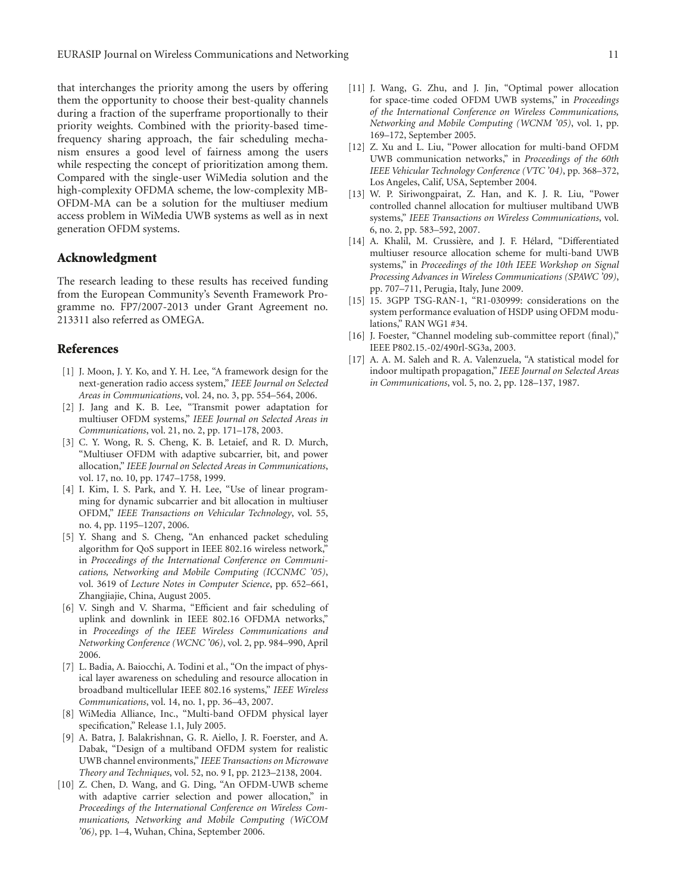that interchanges the priority among the users by offering them the opportunity to choose their best-quality channels during a fraction of the superframe proportionally to their priority weights. Combined with the priority-based time-frequency sharing approach, the fair scheduling mechanism ensures a good level of fairness among the users while respecting the concept of prioritization among them. Compared with the single-user WiMedia solution and the high-complexity OFDMA scheme, the low-complexity MB-OFDM-MA can be a solution for the multiuser medium access problem in WiMedia UWB systems as well as in next generation OFDM systems.

## Acknowledgment

The research leading to these results has received funding from the European Community's Seventh Framework Programme no. FP7/2007-2013 under Grant Agreement no. 213311 also referred as OMEGA.

## References

[1] J. Moon, J. Y. Ko, and Y. H. Lee, "A framework design for the next-generation radio access system," *IEEE Journal on Selected Areas in Communications*, vol. 24, no. 3, pp. 554–564, 2006.

[2] J. Jang and K. B. Lee, "Transmit power adaptation for multiuser OFDM systems," *IEEE Journal on Selected Areas in Communications*, vol. 21, no. 2, pp. 171–178, 2003.

[3] C. Y. Wong, R. S. Cheng, K. B. Letaief, and R. D. Murch, "Multiuser OFDM with adaptive subcarrier, bit, and power allocation," *IEEE Journal on Selected Areas in Communications*, vol. 17, no. 10, pp. 1747–1758, 1999.

[4] I. Kim, I. S. Park, and Y. H. Lee, "Use of linear programming for dynamic subcarrier and bit allocation in multiuser OFDM," *IEEE Transactions on Vehicular Technology*, vol. 55, no. 4, pp. 1195–1207, 2006.

[5] Y. Shang and S. Cheng, "An enhanced packet scheduling algorithm for QoS support in IEEE 802.16 wireless network," in *Proceedings of the International Conference on Communications, Networking and Mobile Computing (ICCNMC '05)*, vol. 3619 of *Lecture Notes in Computer Science*, pp. 652–661, Zhangjiajie, China, August 2005.

[6] V. Singh and V. Sharma, "Efficient and fair scheduling of uplink and downlink in IEEE 802.16 OFDMA networks," in *Proceedings of the IEEE Wireless Communications and Networking Conference (WCNC '06)*, vol. 2, pp. 984–990, April 2006.

[7] L. Badia, A. Baiocchi, A. Todini et al., "On the impact of physical layer awareness on scheduling and resource allocation in broadband multicellular IEEE 802.16 systems," *IEEE Wireless Communications*, vol. 14, no. 1, pp. 36–43, 2007.

[8] WiMedia Alliance, Inc., "Multi-band OFDM physical layer specification," Release 1.1, July 2005.

[9] A. Batra, J. Balakrishnan, G. R. Aiello, J. R. Foerster, and A. Dabak, "Design of a multiband OFDM system for realistic UWB channel environments," *IEEE Transactions on Microwave Theory and Techniques*, vol. 52, no. 9 I, pp. 2123–2138, 2004.

[10] Z. Chen, D. Wang, and G. Ding, "An OFDM-UWB scheme with adaptive carrier selection and power allocation," in *Proceedings of the International Conference on Wireless Communications, Networking and Mobile Computing (WiCOM '06)*, pp. 1–4, Wuhan, China, September 2006.

[11] J. Wang, G. Zhu, and J. Jin, "Optimal power allocation for space-time coded OFDM UWB systems," in *Proceedings of the International Conference on Wireless Communications, Networking and Mobile Computing (WCNM '05)*, vol. 1, pp. 169–172, September 2005.

[12] Z. Xu and L. Liu, "Power allocation for multi-band OFDM UWB communication networks," in *Proceedings of the 60th IEEE Vehicular Technology Conference (VTC '04)*, pp. 368–372, Los Angeles, Calif, USA, September 2004.

[13] W. P. Siriwongpairat, Z. Han, and K. J. R. Liu, "Power controlled channel allocation for multiuser multiband UWB systems," *IEEE Transactions on Wireless Communications*, vol. 6, no. 2, pp. 583–592, 2007.

[14] A. Khalil, M. Crussière, and J. F. Hélard, "Differentiated multiuser resource allocation scheme for multi-band UWB systems," in *Proceedings of the 10th IEEE Workshop on Signal Processing Advances in Wireless Communications (SPAWC '09)*, pp. 707–711, Perugia, Italy, June 2009.

[15] 15. 3GPP TSG-RAN-1, "R1-030999: considerations on the system performance evaluation of HSDP using OFDM modulations," RAN WG1 #34.

[16] J. Foester, "Channel modeling sub-committee report (final)," IEEE P802.15.-02/490rl-SG3a, 2003.

[17] A. A. M. Saleh and R. A. Valenzuela, "A statistical model for indoor multipath propagation," *IEEE Journal on Selected Areas in Communications*, vol. 5, no. 2, pp. 128–137, 1987.